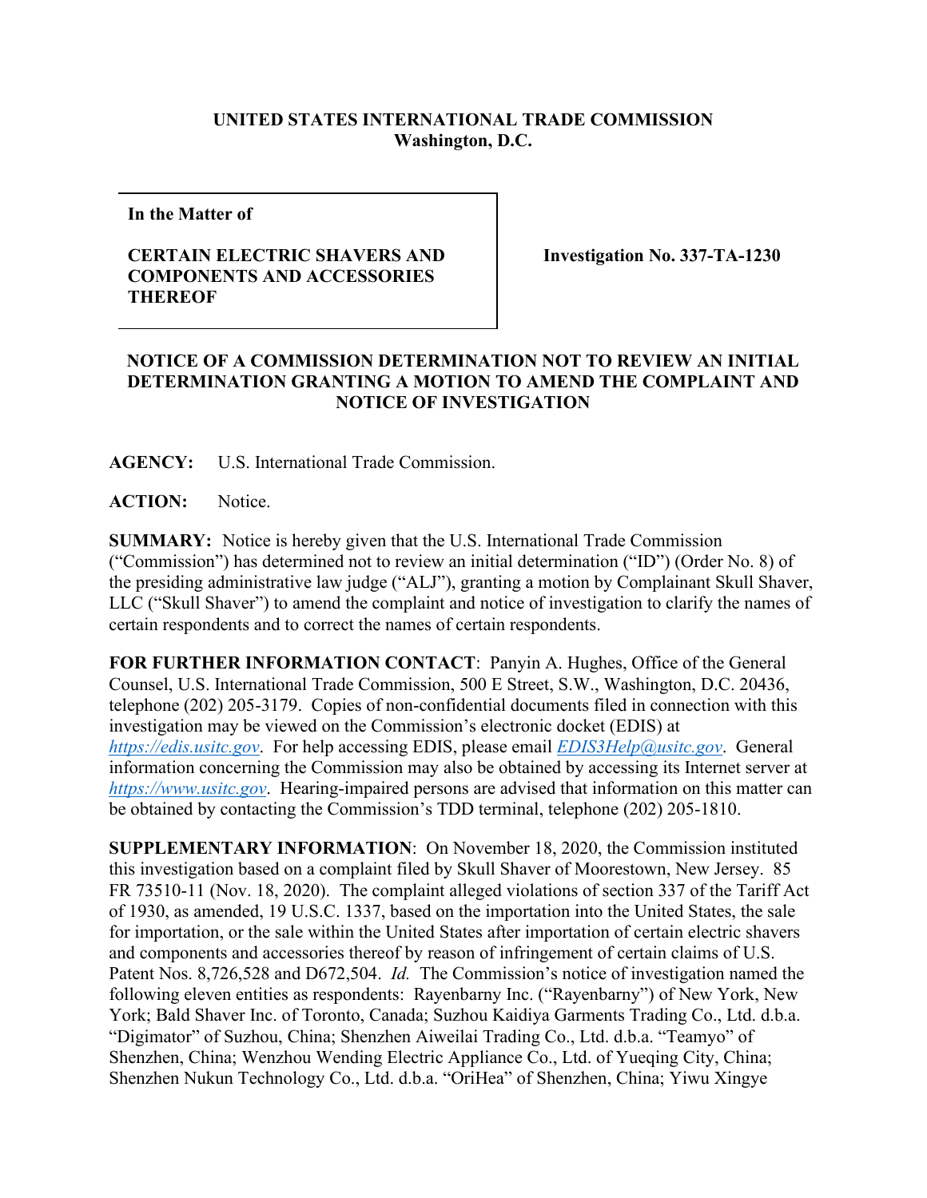**UNITED STATES INTERNATIONAL TRADE COMMISSION**
**Washington, D.C.**

| **In the Matter of** **CERTAIN ELECTRIC SHAVERS AND COMPONENTS AND ACCESSORIES THEREOF** | **Investigation No. 337-TA-1230** |
|---|---|

## NOTICE OF A COMMISSION DETERMINATION NOT TO REVIEW AN INITIAL DETERMINATION GRANTING A MOTION TO AMEND THE COMPLAINT AND NOTICE OF INVESTIGATION

**AGENCY:** U.S. International Trade Commission.

**ACTION:** Notice.

**SUMMARY:** Notice is hereby given that the U.S. International Trade Commission ("Commission") has determined not to review an initial determination ("ID") (Order No. 8) of the presiding administrative law judge ("ALJ"), granting a motion by Complainant Skull Shaver, LLC ("Skull Shaver") to amend the complaint and notice of investigation to clarify the names of certain respondents and to correct the names of certain respondents.

**FOR FURTHER INFORMATION CONTACT**: Panyin A. Hughes, Office of the General Counsel, U.S. International Trade Commission, 500 E Street, S.W., Washington, D.C. 20436, telephone (202) 205-3179. Copies of non-confidential documents filed in connection with this investigation may be viewed on the Commission's electronic docket (EDIS) at *https://edis.usitc.gov*. For help accessing EDIS, please email *EDIS3Help@usitc.gov*. General information concerning the Commission may also be obtained by accessing its Internet server at *https://www.usitc.gov*. Hearing-impaired persons are advised that information on this matter can be obtained by contacting the Commission's TDD terminal, telephone (202) 205-1810.

**SUPPLEMENTARY INFORMATION**: On November 18, 2020, the Commission instituted this investigation based on a complaint filed by Skull Shaver of Moorestown, New Jersey. 85 FR 73510-11 (Nov. 18, 2020). The complaint alleged violations of section 337 of the Tariff Act of 1930, as amended, 19 U.S.C. 1337, based on the importation into the United States, the sale for importation, or the sale within the United States after importation of certain electric shavers and components and accessories thereof by reason of infringement of certain claims of U.S. Patent Nos. 8,726,528 and D672,504. *Id.* The Commission's notice of investigation named the following eleven entities as respondents: Rayenbarny Inc. ("Rayenbarny") of New York, New York; Bald Shaver Inc. of Toronto, Canada; Suzhou Kaidiya Garments Trading Co., Ltd. d.b.a. "Digimator" of Suzhou, China; Shenzhen Aiweilai Trading Co., Ltd. d.b.a. "Teamyo" of Shenzhen, China; Wenzhou Wending Electric Appliance Co., Ltd. of Yueqing City, China; Shenzhen Nukun Technology Co., Ltd. d.b.a. "OriHea" of Shenzhen, China; Yiwu Xingye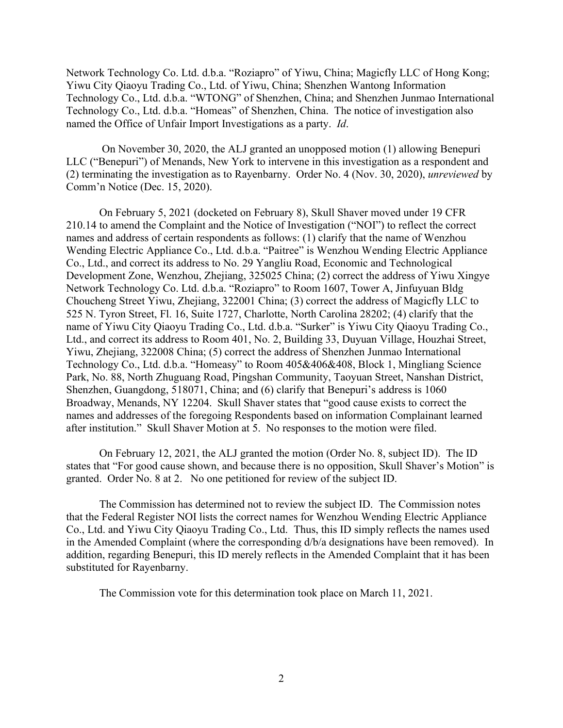Network Technology Co. Ltd. d.b.a. "Roziapro" of Yiwu, China; Magicfly LLC of Hong Kong; Yiwu City Qiaoyu Trading Co., Ltd. of Yiwu, China; Shenzhen Wantong Information Technology Co., Ltd. d.b.a. "WTONG" of Shenzhen, China; and Shenzhen Junmao International Technology Co., Ltd. d.b.a. "Homeas" of Shenzhen, China. The notice of investigation also named the Office of Unfair Import Investigations as a party. *Id*.

On November 30, 2020, the ALJ granted an unopposed motion (1) allowing Benepuri LLC ("Benepuri") of Menands, New York to intervene in this investigation as a respondent and (2) terminating the investigation as to Rayenbarny. Order No. 4 (Nov. 30, 2020), *unreviewed* by Comm'n Notice (Dec. 15, 2020).

On February 5, 2021 (docketed on February 8), Skull Shaver moved under 19 CFR 210.14 to amend the Complaint and the Notice of Investigation ("NOI") to reflect the correct names and address of certain respondents as follows: (1) clarify that the name of Wenzhou Wending Electric Appliance Co., Ltd. d.b.a. "Paitree" is Wenzhou Wending Electric Appliance Co., Ltd., and correct its address to No. 29 Yangliu Road, Economic and Technological Development Zone, Wenzhou, Zhejiang, 325025 China; (2) correct the address of Yiwu Xingye Network Technology Co. Ltd. d.b.a. "Roziapro" to Room 1607, Tower A, Jinfuyuan Bldg Choucheng Street Yiwu, Zhejiang, 322001 China; (3) correct the address of Magicfly LLC to 525 N. Tyron Street, Fl. 16, Suite 1727, Charlotte, North Carolina 28202; (4) clarify that the name of Yiwu City Qiaoyu Trading Co., Ltd. d.b.a. "Surker" is Yiwu City Qiaoyu Trading Co., Ltd., and correct its address to Room 401, No. 2, Building 33, Duyuan Village, Houzhai Street, Yiwu, Zhejiang, 322008 China; (5) correct the address of Shenzhen Junmao International Technology Co., Ltd. d.b.a. "Homeasy" to Room 405&406&408, Block 1, Mingliang Science Park, No. 88, North Zhuguang Road, Pingshan Community, Taoyuan Street, Nanshan District, Shenzhen, Guangdong, 518071, China; and (6) clarify that Benepuri's address is 1060 Broadway, Menands, NY 12204. Skull Shaver states that "good cause exists to correct the names and addresses of the foregoing Respondents based on information Complainant learned after institution." Skull Shaver Motion at 5. No responses to the motion were filed.

On February 12, 2021, the ALJ granted the motion (Order No. 8, subject ID). The ID states that "For good cause shown, and because there is no opposition, Skull Shaver's Motion" is granted. Order No. 8 at 2. No one petitioned for review of the subject ID.

The Commission has determined not to review the subject ID. The Commission notes that the Federal Register NOI lists the correct names for Wenzhou Wending Electric Appliance Co., Ltd. and Yiwu City Qiaoyu Trading Co., Ltd. Thus, this ID simply reflects the names used in the Amended Complaint (where the corresponding d/b/a designations have been removed). In addition, regarding Benepuri, this ID merely reflects in the Amended Complaint that it has been substituted for Rayenbarny.

The Commission vote for this determination took place on March 11, 2021.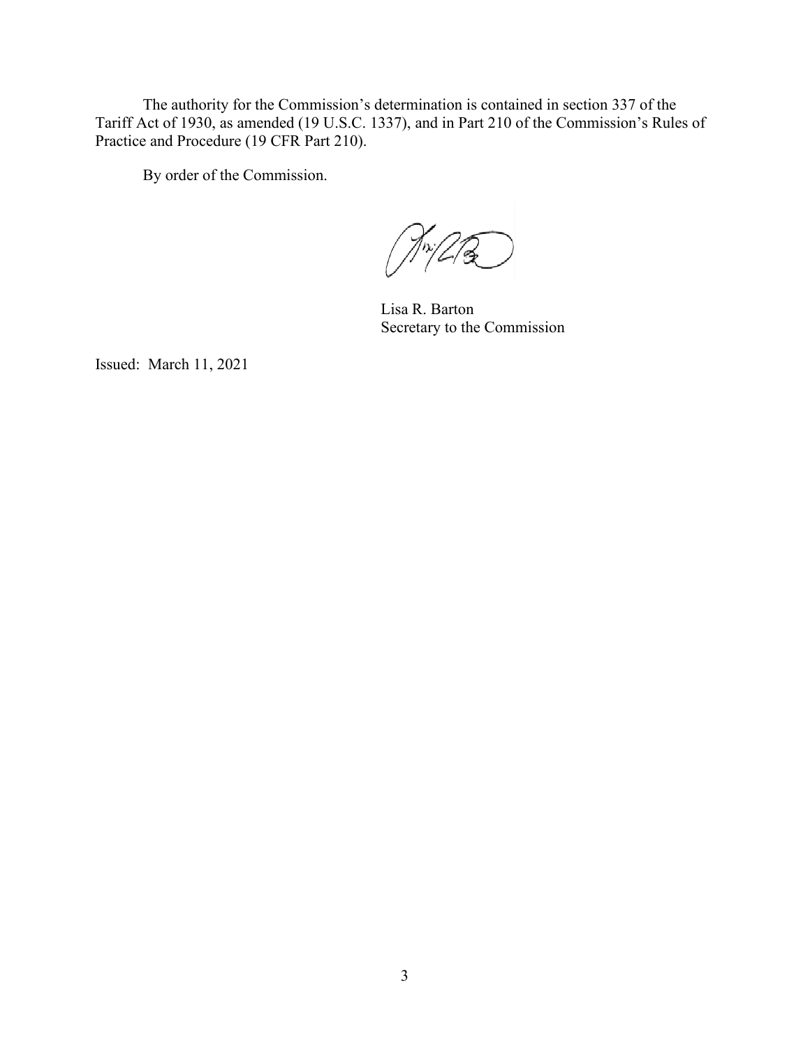The authority for the Commission's determination is contained in section 337 of the Tariff Act of 1930, as amended (19 U.S.C. 1337), and in Part 210 of the Commission's Rules of Practice and Procedure (19 CFR Part 210).

By order of the Commission.

Lisa R. Barton
Secretary to the Commission

Issued: March 11, 2021